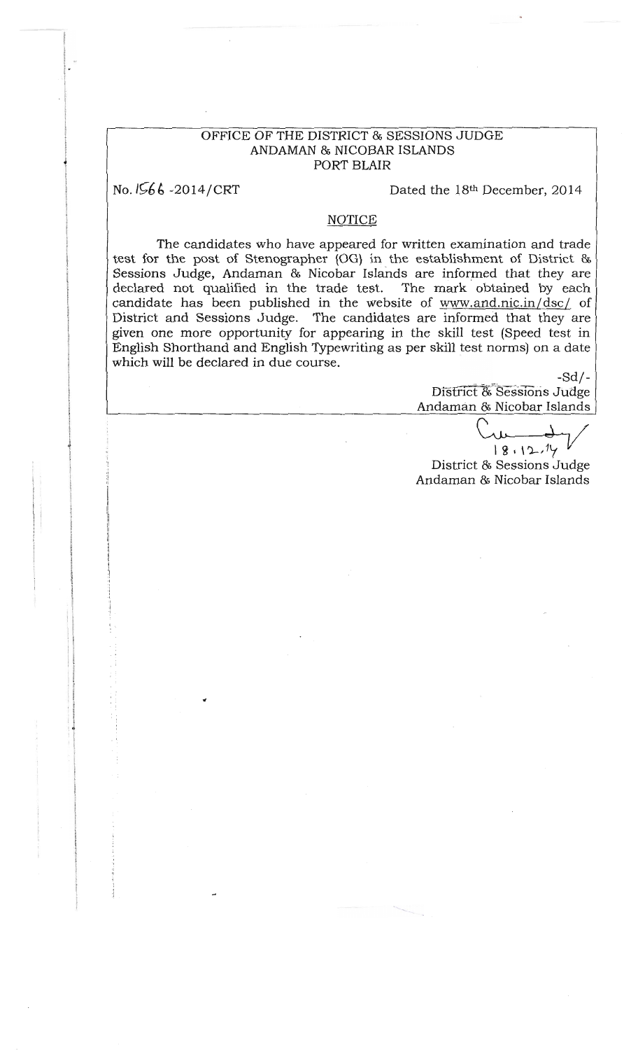OFFICE OF THE DISTRICT & SESSIONS JUDGE
ANDAMAN & NICOBAR ISLANDS
PORT BLAIR

No. 1566 -2014/CRT

Dated the 18th December, 2014

## NOTICE

The candidates who have appeared for written examination and trade test for the post of Stenographer (OG) in the establishment of District & Sessions Judge, Andaman & Nicobar Islands are informed that they are declared not qualified in the trade test. The mark obtained by each candidate has been published in the website of www.and.nic.in/dsc/ of District and Sessions Judge. The candidates are informed that they are given one more opportunity for appearing in the skill test (Speed test in English Shorthand and English Typewriting as per skill test norms) on a date which will be declared in due course.

-Sd/-
District & Sessions Judge
Andaman & Nicobar Islands

18.12.14

District & Sessions Judge
Andaman & Nicobar Islands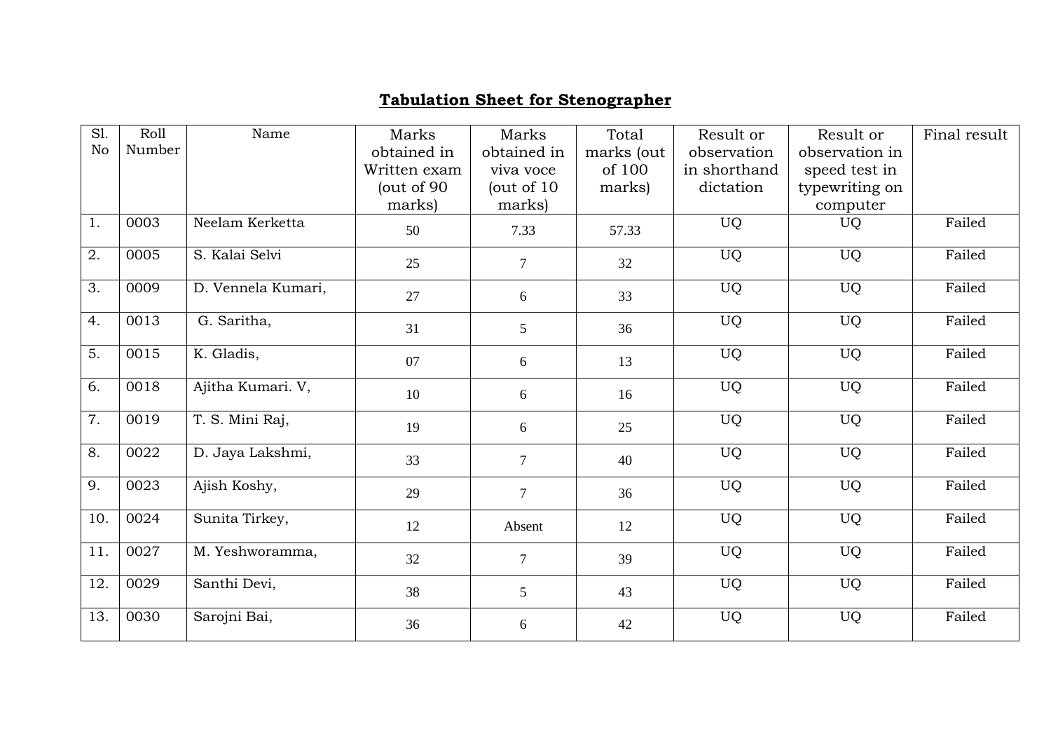## **Tabulation Sheet for Stenographer**

| Sl. No | Roll Number | Name | Marks obtained in Written exam (out of 90 marks) | Marks obtained in viva voce (out of 10 marks) | Total marks (out of 100 marks) | Result or observation in shorthand dictation | Result or observation in speed test in typewriting on computer | Final result |
|---|---|---|---|---|---|---|---|---|
| 1. | 0003 | Neelam Kerketta | 50 | 7.33 | 57.33 | UQ | UQ | Failed |
| 2. | 0005 | S. Kalai Selvi | 25 | 7 | 32 | UQ | UQ | Failed |
| 3. | 0009 | D. Vennela Kumari, | 27 | 6 | 33 | UQ | UQ | Failed |
| 4. | 0013 | G. Saritha, | 31 | 5 | 36 | UQ | UQ | Failed |
| 5. | 0015 | K. Gladis, | 07 | 6 | 13 | UQ | UQ | Failed |
| 6. | 0018 | Ajitha Kumari. V, | 10 | 6 | 16 | UQ | UQ | Failed |
| 7. | 0019 | T. S. Mini Raj, | 19 | 6 | 25 | UQ | UQ | Failed |
| 8. | 0022 | D. Jaya Lakshmi, | 33 | 7 | 40 | UQ | UQ | Failed |
| 9. | 0023 | Ajish Koshy, | 29 | 7 | 36 | UQ | UQ | Failed |
| 10. | 0024 | Sunita Tirkey, | 12 | Absent | 12 | UQ | UQ | Failed |
| 11. | 0027 | M. Yeshworamma, | 32 | 7 | 39 | UQ | UQ | Failed |
| 12. | 0029 | Santhi Devi, | 38 | 5 | 43 | UQ | UQ | Failed |
| 13. | 0030 | Sarojni Bai, | 36 | 6 | 42 | UQ | UQ | Failed |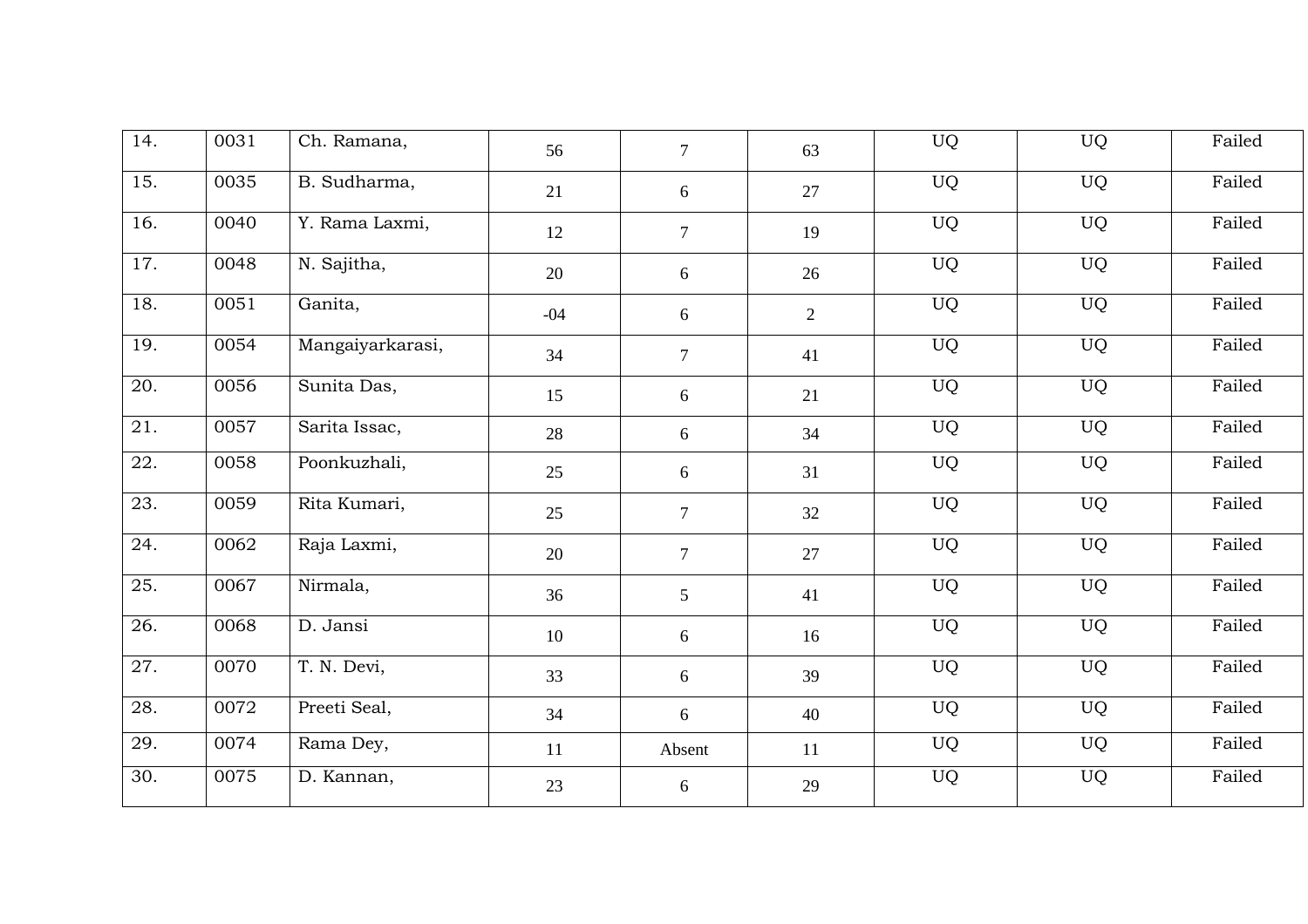| | | | | | | | | |
|---|---|---|---|---|---|---|---|---|
| 14. | 0031 | Ch. Ramana, | 56 | 7 | 63 | UQ | UQ | Failed |
| 15. | 0035 | B. Sudharma, | 21 | 6 | 27 | UQ | UQ | Failed |
| 16. | 0040 | Y. Rama Laxmi, | 12 | 7 | 19 | UQ | UQ | Failed |
| 17. | 0048 | N. Sajitha, | 20 | 6 | 26 | UQ | UQ | Failed |
| 18. | 0051 | Ganita, | -04 | 6 | 2 | UQ | UQ | Failed |
| 19. | 0054 | Mangaiyarkarasi, | 34 | 7 | 41 | UQ | UQ | Failed |
| 20. | 0056 | Sunita Das, | 15 | 6 | 21 | UQ | UQ | Failed |
| 21. | 0057 | Sarita Issac, | 28 | 6 | 34 | UQ | UQ | Failed |
| 22. | 0058 | Poonkuzhali, | 25 | 6 | 31 | UQ | UQ | Failed |
| 23. | 0059 | Rita Kumari, | 25 | 7 | 32 | UQ | UQ | Failed |
| 24. | 0062 | Raja Laxmi, | 20 | 7 | 27 | UQ | UQ | Failed |
| 25. | 0067 | Nirmala, | 36 | 5 | 41 | UQ | UQ | Failed |
| 26. | 0068 | D. Jansi | 10 | 6 | 16 | UQ | UQ | Failed |
| 27. | 0070 | T. N. Devi, | 33 | 6 | 39 | UQ | UQ | Failed |
| 28. | 0072 | Preeti Seal, | 34 | 6 | 40 | UQ | UQ | Failed |
| 29. | 0074 | Rama Dey, | 11 | Absent | 11 | UQ | UQ | Failed |
| 30. | 0075 | D. Kannan, | 23 | 6 | 29 | UQ | UQ | Failed |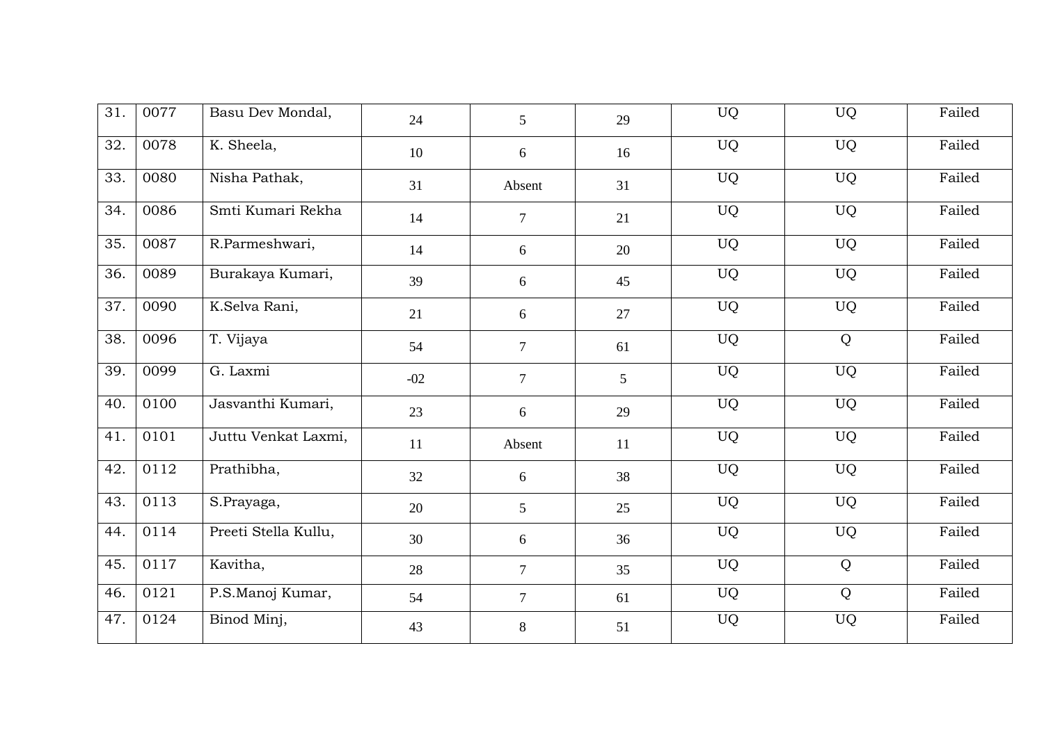| | | | | | | | | |
|---|---|---|---|---|---|---|---|---|
| 31. | 0077 | Basu Dev Mondal, | 24 | 5 | 29 | UQ | UQ | Failed |
| 32. | 0078 | K. Sheela, | 10 | 6 | 16 | UQ | UQ | Failed |
| 33. | 0080 | Nisha Pathak, | 31 | Absent | 31 | UQ | UQ | Failed |
| 34. | 0086 | Smti Kumari Rekha | 14 | 7 | 21 | UQ | UQ | Failed |
| 35. | 0087 | R.Parmeshwari, | 14 | 6 | 20 | UQ | UQ | Failed |
| 36. | 0089 | Burakaya Kumari, | 39 | 6 | 45 | UQ | UQ | Failed |
| 37. | 0090 | K.Selva Rani, | 21 | 6 | 27 | UQ | UQ | Failed |
| 38. | 0096 | T. Vijaya | 54 | 7 | 61 | UQ | Q | Failed |
| 39. | 0099 | G. Laxmi | -02 | 7 | 5 | UQ | UQ | Failed |
| 40. | 0100 | Jasvanthi Kumari, | 23 | 6 | 29 | UQ | UQ | Failed |
| 41. | 0101 | Juttu Venkat Laxmi, | 11 | Absent | 11 | UQ | UQ | Failed |
| 42. | 0112 | Prathibha, | 32 | 6 | 38 | UQ | UQ | Failed |
| 43. | 0113 | S.Prayaga, | 20 | 5 | 25 | UQ | UQ | Failed |
| 44. | 0114 | Preeti Stella Kullu, | 30 | 6 | 36 | UQ | UQ | Failed |
| 45. | 0117 | Kavitha, | 28 | 7 | 35 | UQ | Q | Failed |
| 46. | 0121 | P.S.Manoj Kumar, | 54 | 7 | 61 | UQ | Q | Failed |
| 47. | 0124 | Binod Minj, | 43 | 8 | 51 | UQ | UQ | Failed |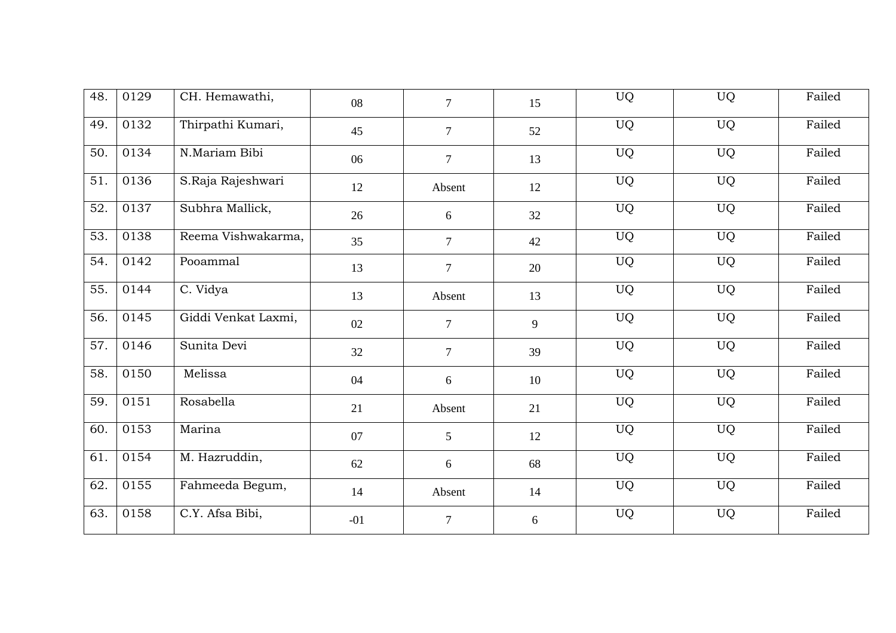| | | | | | | | | |
|---|---|---|---|---|---|---|---|---|
| 48. | 0129 | CH. Hemawathi, | 08 | 7 | 15 | UQ | UQ | Failed |
| 49. | 0132 | Thirpathi Kumari, | 45 | 7 | 52 | UQ | UQ | Failed |
| 50. | 0134 | N.Mariam Bibi | 06 | 7 | 13 | UQ | UQ | Failed |
| 51. | 0136 | S.Raja Rajeshwari | 12 | Absent | 12 | UQ | UQ | Failed |
| 52. | 0137 | Subhra Mallick, | 26 | 6 | 32 | UQ | UQ | Failed |
| 53. | 0138 | Reema Vishwakarma, | 35 | 7 | 42 | UQ | UQ | Failed |
| 54. | 0142 | Pooammal | 13 | 7 | 20 | UQ | UQ | Failed |
| 55. | 0144 | C. Vidya | 13 | Absent | 13 | UQ | UQ | Failed |
| 56. | 0145 | Giddi Venkat Laxmi, | 02 | 7 | 9 | UQ | UQ | Failed |
| 57. | 0146 | Sunita Devi | 32 | 7 | 39 | UQ | UQ | Failed |
| 58. | 0150 | Melissa | 04 | 6 | 10 | UQ | UQ | Failed |
| 59. | 0151 | Rosabella | 21 | Absent | 21 | UQ | UQ | Failed |
| 60. | 0153 | Marina | 07 | 5 | 12 | UQ | UQ | Failed |
| 61. | 0154 | M. Hazruddin, | 62 | 6 | 68 | UQ | UQ | Failed |
| 62. | 0155 | Fahmeeda Begum, | 14 | Absent | 14 | UQ | UQ | Failed |
| 63. | 0158 | C.Y. Afsa Bibi, | -01 | 7 | 6 | UQ | UQ | Failed |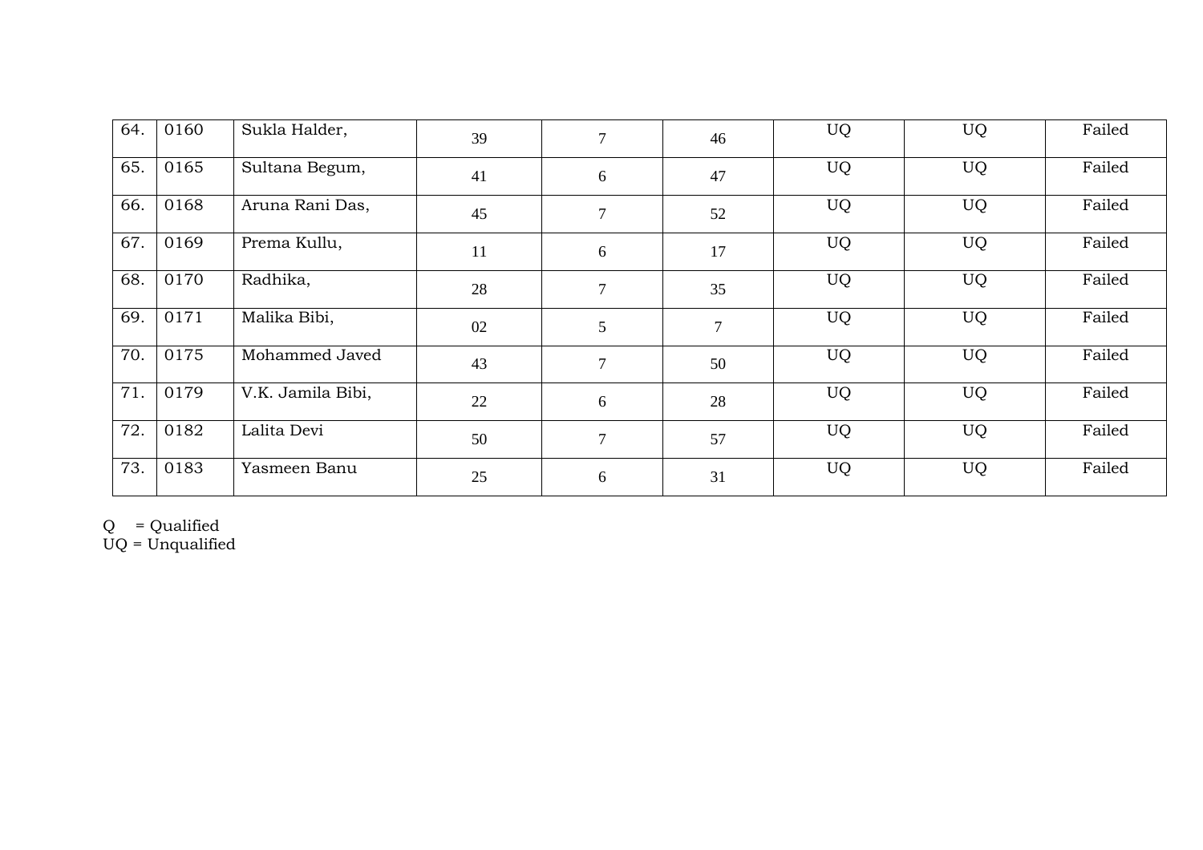| | | | | | | | | |
|---|---|---|---|---|---|---|---|---|
| 64. | 0160 | Sukla Halder, | 39 | 7 | 46 | UQ | UQ | Failed |
| 65. | 0165 | Sultana Begum, | 41 | 6 | 47 | UQ | UQ | Failed |
| 66. | 0168 | Aruna Rani Das, | 45 | 7 | 52 | UQ | UQ | Failed |
| 67. | 0169 | Prema Kullu, | 11 | 6 | 17 | UQ | UQ | Failed |
| 68. | 0170 | Radhika, | 28 | 7 | 35 | UQ | UQ | Failed |
| 69. | 0171 | Malika Bibi, | 02 | 5 | 7 | UQ | UQ | Failed |
| 70. | 0175 | Mohammed Javed | 43 | 7 | 50 | UQ | UQ | Failed |
| 71. | 0179 | V.K. Jamila Bibi, | 22 | 6 | 28 | UQ | UQ | Failed |
| 72. | 0182 | Lalita Devi | 50 | 7 | 57 | UQ | UQ | Failed |
| 73. | 0183 | Yasmeen Banu | 25 | 6 | 31 | UQ | UQ | Failed |

Q = Qualified
UQ = Unqualified